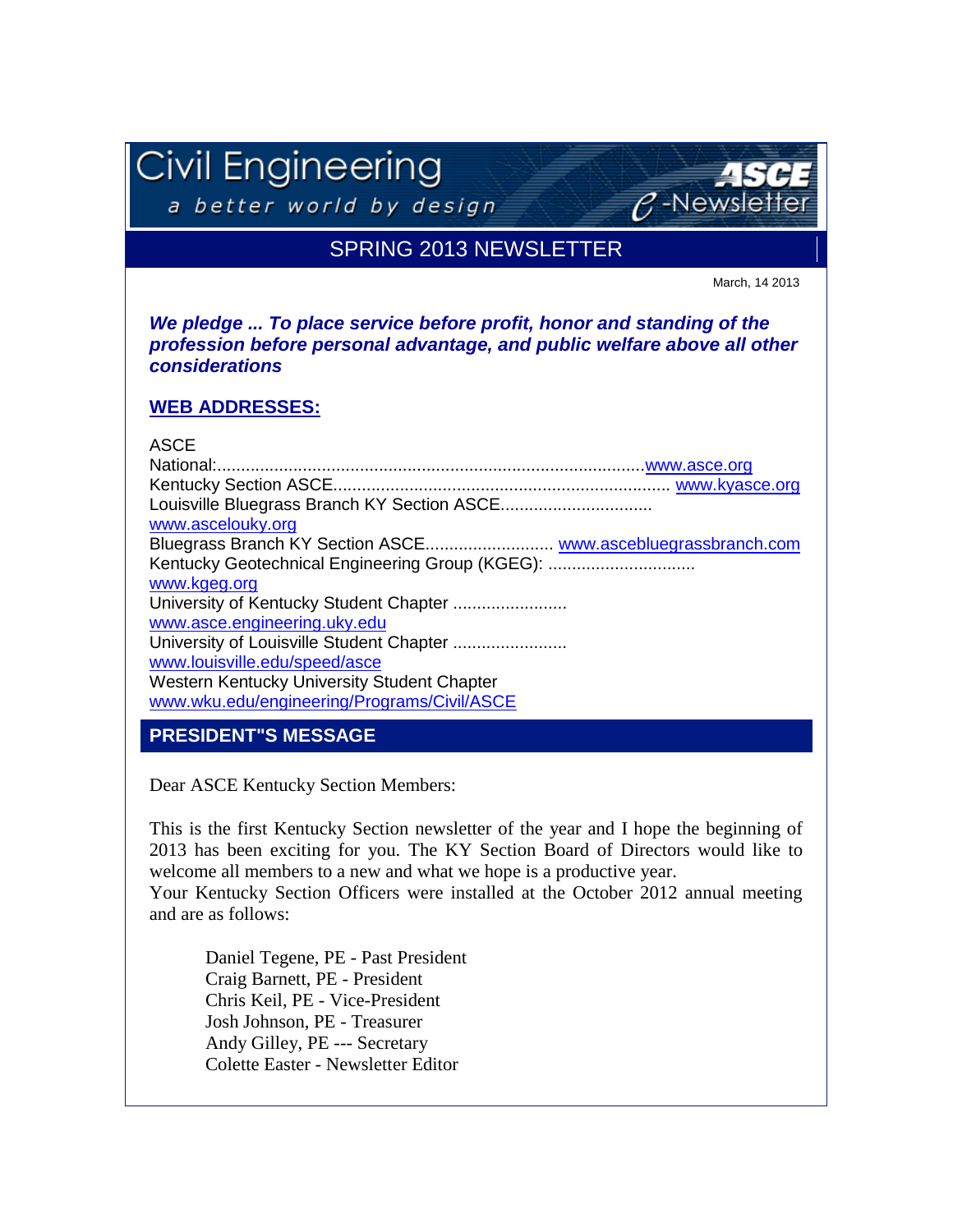# Civil Engineering

*a better world by design*

ASCE *e*-Newsletter

## SPRING 2013 NEWSLETTER

March, 14 2013

***We pledge ... To place service before profit, honor and standing of the profession before personal advantage, and public welfare above all other considerations***

### WEB ADDRESSES:

ASCE National:..........................................................................................www.asce.org
Kentucky Section ASCE........................................................................ www.kyasce.org
Louisville Bluegrass Branch KY Section ASCE................................ www.ascelouky.org
Bluegrass Branch KY Section ASCE........................... www.ascebluegrassbranch.com
Kentucky Geotechnical Engineering Group (KGEG): ............................... www.kgeg.org
University of Kentucky Student Chapter ........................ www.asce.engineering.uky.edu
University of Louisville Student Chapter ........................ www.louisville.edu/speed/asce
Western Kentucky University Student Chapter www.wku.edu/engineering/Programs/Civil/ASCE

## PRESIDENT"S MESSAGE

Dear ASCE Kentucky Section Members:

This is the first Kentucky Section newsletter of the year and I hope the beginning of 2013 has been exciting for you. The KY Section Board of Directors would like to welcome all members to a new and what we hope is a productive year.
Your Kentucky Section Officers were installed at the October 2012 annual meeting and are as follows:

Daniel Tegene, PE - Past President
Craig Barnett, PE - President
Chris Keil, PE - Vice-President
Josh Johnson, PE - Treasurer
Andy Gilley, PE --- Secretary
Colette Easter - Newsletter Editor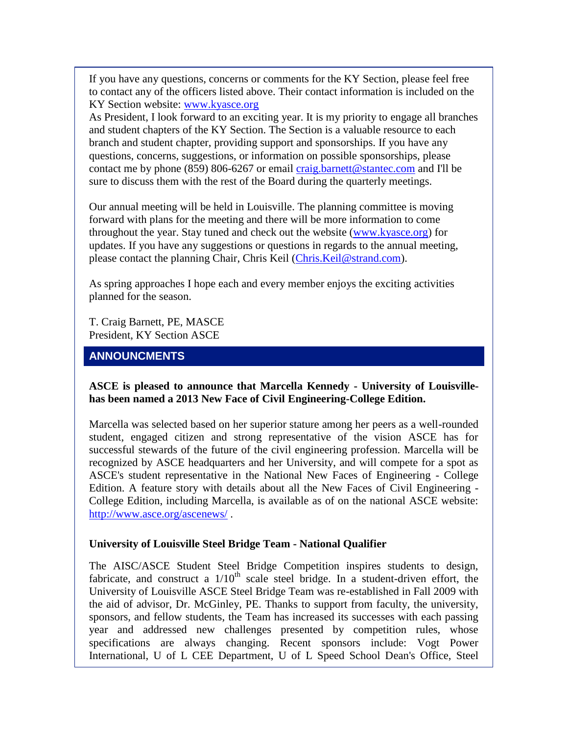If you have any questions, concerns or comments for the KY Section, please feel free to contact any of the officers listed above. Their contact information is included on the KY Section website: [www.kyasce.org](http://www.kyasce.org)

As President, I look forward to an exciting year. It is my priority to engage all branches and student chapters of the KY Section. The Section is a valuable resource to each branch and student chapter, providing support and sponsorships. If you have any questions, concerns, suggestions, or information on possible sponsorships, please contact me by phone (859) 806-6267 or email [craig.barnett@stantec.com](mailto:craig.barnett@stantec.com) and I'll be sure to discuss them with the rest of the Board during the quarterly meetings.

Our annual meeting will be held in Louisville. The planning committee is moving forward with plans for the meeting and there will be more information to come throughout the year. Stay tuned and check out the website ([www.kyasce.org](http://www.kyasce.org)) for updates. If you have any suggestions or questions in regards to the annual meeting, please contact the planning Chair, Chris Keil ([Chris.Keil@strand.com](mailto:Chris.Keil@strand.com)).

As spring approaches I hope each and every member enjoys the exciting activities planned for the season.

T. Craig Barnett, PE, MASCE
President, KY Section ASCE

## ANNOUNCMENTS

**ASCE is pleased to announce that Marcella Kennedy - University of Louisville- has been named a 2013 New Face of Civil Engineering-College Edition.**

Marcella was selected based on her superior stature among her peers as a well-rounded student, engaged citizen and strong representative of the vision ASCE has for successful stewards of the future of the civil engineering profession. Marcella will be recognized by ASCE headquarters and her University, and will compete for a spot as ASCE's student representative in the National New Faces of Engineering - College Edition. A feature story with details about all the New Faces of Civil Engineering - College Edition, including Marcella, is available as of on the national ASCE website: [http://www.asce.org/ascenews/](http://www.asce.org/ascenews/) .

**University of Louisville Steel Bridge Team - National Qualifier**

The AISC/ASCE Student Steel Bridge Competition inspires students to design, fabricate, and construct a 1/10th scale steel bridge. In a student-driven effort, the University of Louisville ASCE Steel Bridge Team was re-established in Fall 2009 with the aid of advisor, Dr. McGinley, PE. Thanks to support from faculty, the university, sponsors, and fellow students, the Team has increased its successes with each passing year and addressed new challenges presented by competition rules, whose specifications are always changing. Recent sponsors include: Vogt Power International, U of L CEE Department, U of L Speed School Dean's Office, Steel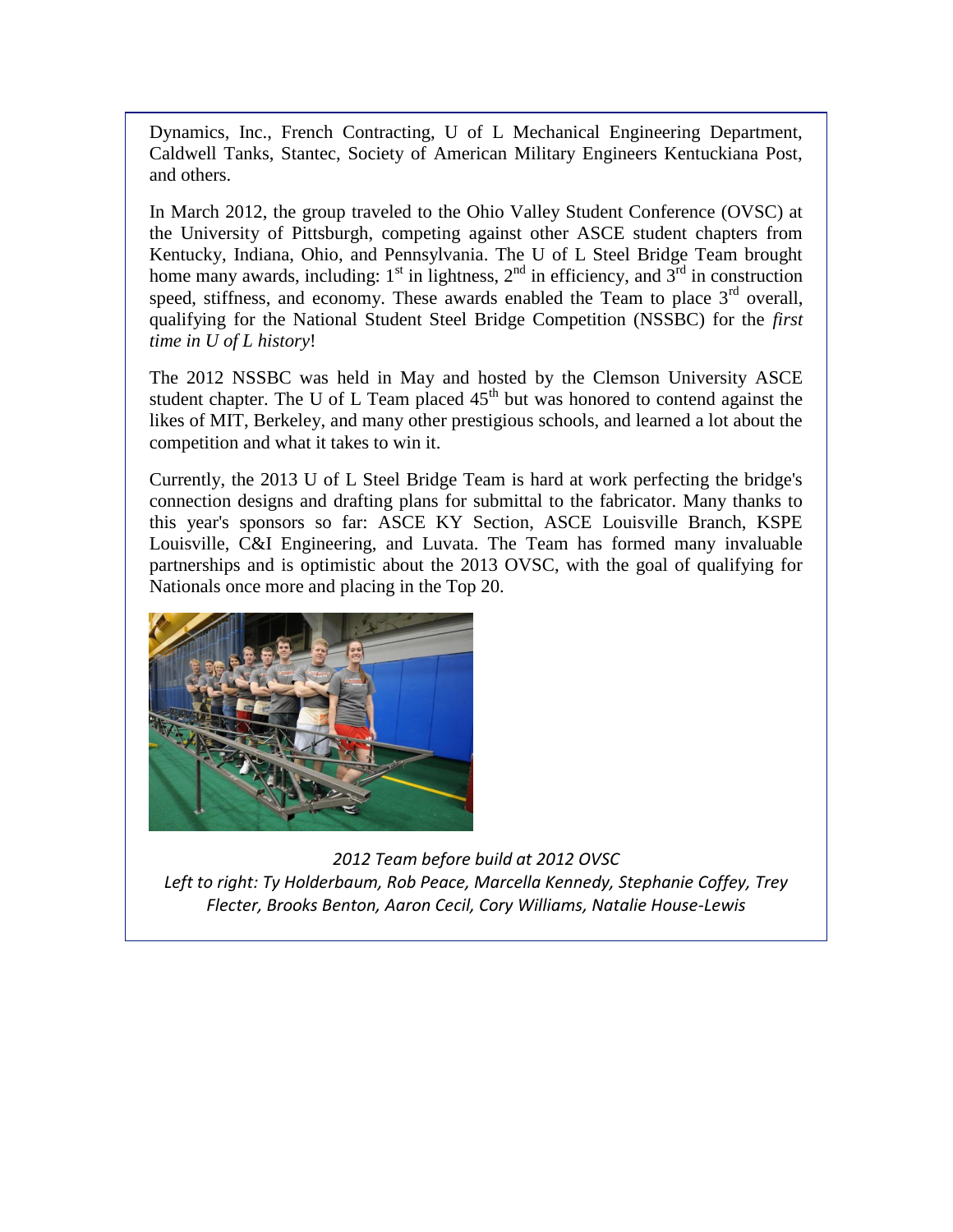Dynamics, Inc., French Contracting, U of L Mechanical Engineering Department, Caldwell Tanks, Stantec, Society of American Military Engineers Kentuckiana Post, and others.

In March 2012, the group traveled to the Ohio Valley Student Conference (OVSC) at the University of Pittsburgh, competing against other ASCE student chapters from Kentucky, Indiana, Ohio, and Pennsylvania. The U of L Steel Bridge Team brought home many awards, including: 1st in lightness, 2nd in efficiency, and 3rd in construction speed, stiffness, and economy. These awards enabled the Team to place 3rd overall, qualifying for the National Student Steel Bridge Competition (NSSBC) for the *first time in U of L history*!

The 2012 NSSBC was held in May and hosted by the Clemson University ASCE student chapter. The U of L Team placed 45th but was honored to contend against the likes of MIT, Berkeley, and many other prestigious schools, and learned a lot about the competition and what it takes to win it.

Currently, the 2013 U of L Steel Bridge Team is hard at work perfecting the bridge's connection designs and drafting plans for submittal to the fabricator. Many thanks to this year's sponsors so far: ASCE KY Section, ASCE Louisville Branch, KSPE Louisville, C&I Engineering, and Luvata. The Team has formed many invaluable partnerships and is optimistic about the 2013 OVSC, with the goal of qualifying for Nationals once more and placing in the Top 20.

*2012 Team before build at 2012 OVSC*
*Left to right: Ty Holderbaum, Rob Peace, Marcella Kennedy, Stephanie Coffey, Trey Flecter, Brooks Benton, Aaron Cecil, Cory Williams, Natalie House-Lewis*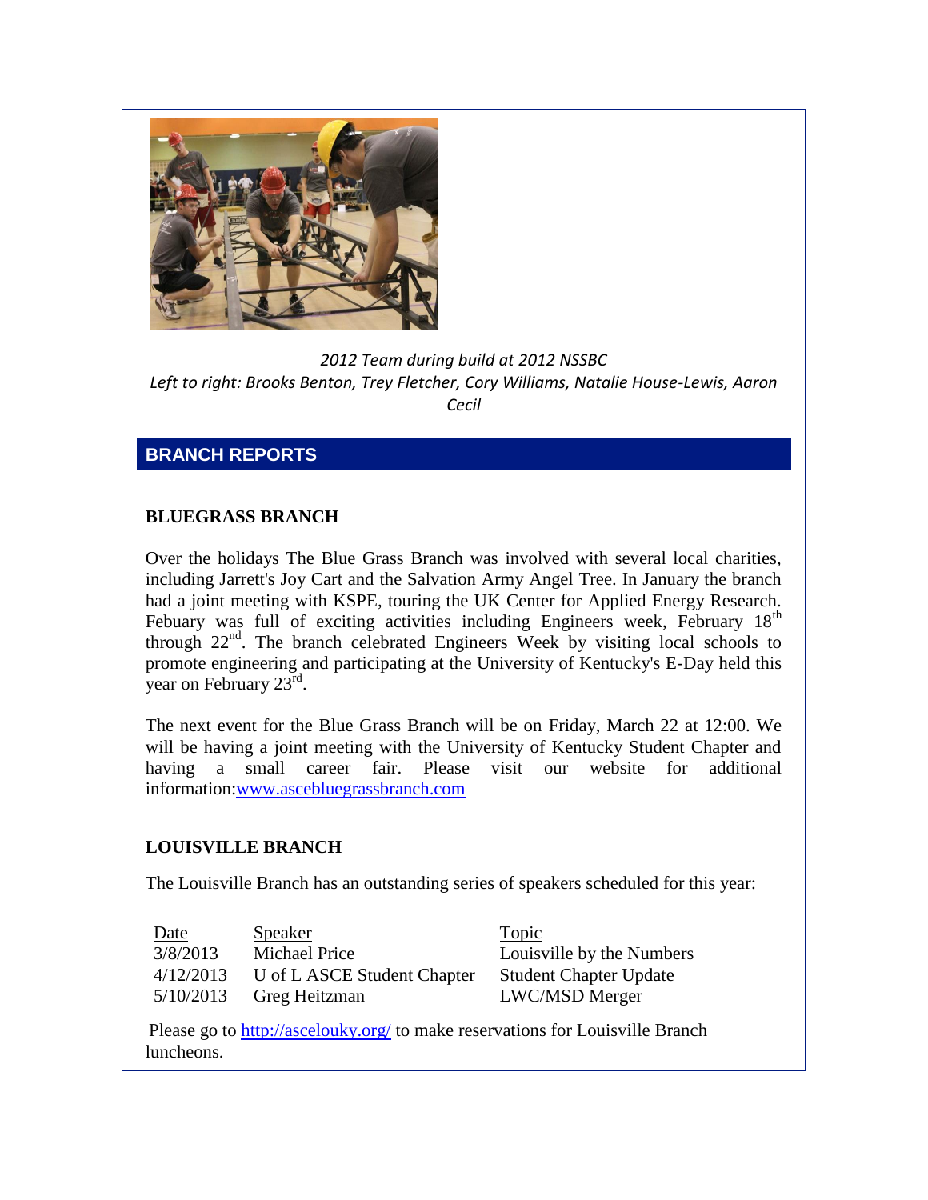*2012 Team during build at 2012 NSSBC*
*Left to right: Brooks Benton, Trey Fletcher, Cory Williams, Natalie House-Lewis, Aaron Cecil*

## BRANCH REPORTS

### BLUEGRASS BRANCH

Over the holidays The Blue Grass Branch was involved with several local charities, including Jarrett's Joy Cart and the Salvation Army Angel Tree. In January the branch had a joint meeting with KSPE, touring the UK Center for Applied Energy Research. Febuary was full of exciting activities including Engineers week, February 18th through 22nd. The branch celebrated Engineers Week by visiting local schools to promote engineering and participating at the University of Kentucky's E-Day held this year on February 23rd.

The next event for the Blue Grass Branch will be on Friday, March 22 at 12:00. We will be having a joint meeting with the University of Kentucky Student Chapter and having a small career fair. Please visit our website for additional information:[www.ascebluegrassbranch.com](http://www.ascebluegrassbranch.com)

### LOUISVILLE BRANCH

The Louisville Branch has an outstanding series of speakers scheduled for this year:

| Date | Speaker | Topic |
|---|---|---|
| 3/8/2013 | Michael Price | Louisville by the Numbers |
| 4/12/2013 | U of L ASCE Student Chapter | Student Chapter Update |
| 5/10/2013 | Greg Heitzman | LWC/MSD Merger |

Please go to [http://ascelouky.org/](http://ascelouky.org/) to make reservations for Louisville Branch luncheons.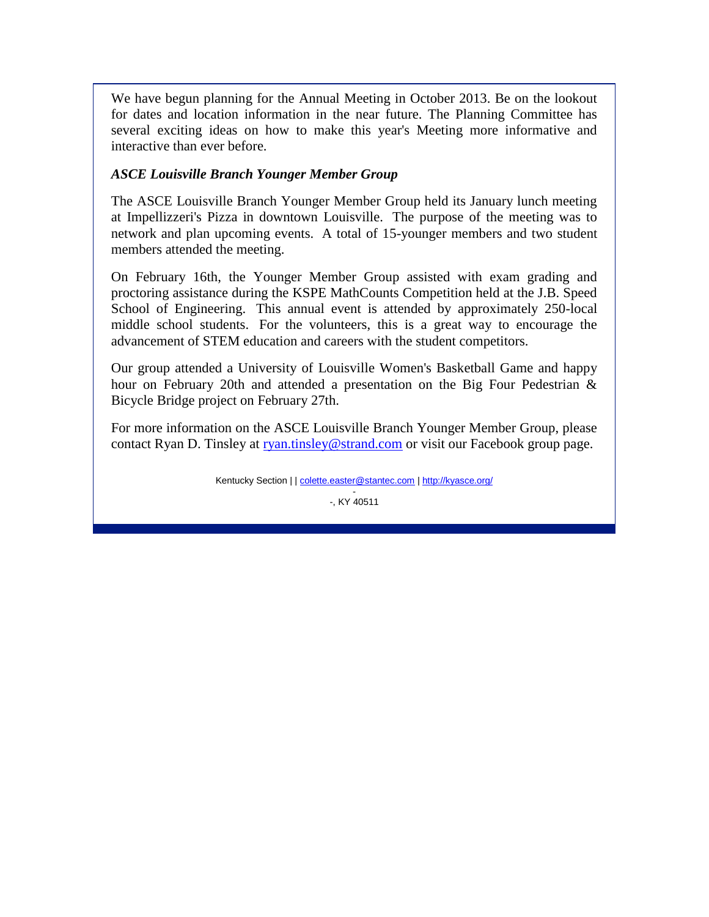We have begun planning for the Annual Meeting in October 2013. Be on the lookout for dates and location information in the near future. The Planning Committee has several exciting ideas on how to make this year's Meeting more informative and interactive than ever before.

***ASCE Louisville Branch Younger Member Group***

The ASCE Louisville Branch Younger Member Group held its January lunch meeting at Impellizzeri's Pizza in downtown Louisville. The purpose of the meeting was to network and plan upcoming events. A total of 15-younger members and two student members attended the meeting.

On February 16th, the Younger Member Group assisted with exam grading and proctoring assistance during the KSPE MathCounts Competition held at the J.B. Speed School of Engineering. This annual event is attended by approximately 250-local middle school students. For the volunteers, this is a great way to encourage the advancement of STEM education and careers with the student competitors.

Our group attended a University of Louisville Women's Basketball Game and happy hour on February 20th and attended a presentation on the Big Four Pedestrian & Bicycle Bridge project on February 27th.

For more information on the ASCE Louisville Branch Younger Member Group, please contact Ryan D. Tinsley at ryan.tinsley@strand.com or visit our Facebook group page.

Kentucky Section | | colette.easter@stantec.com | http://kyasce.org/
-
-, KY 40511